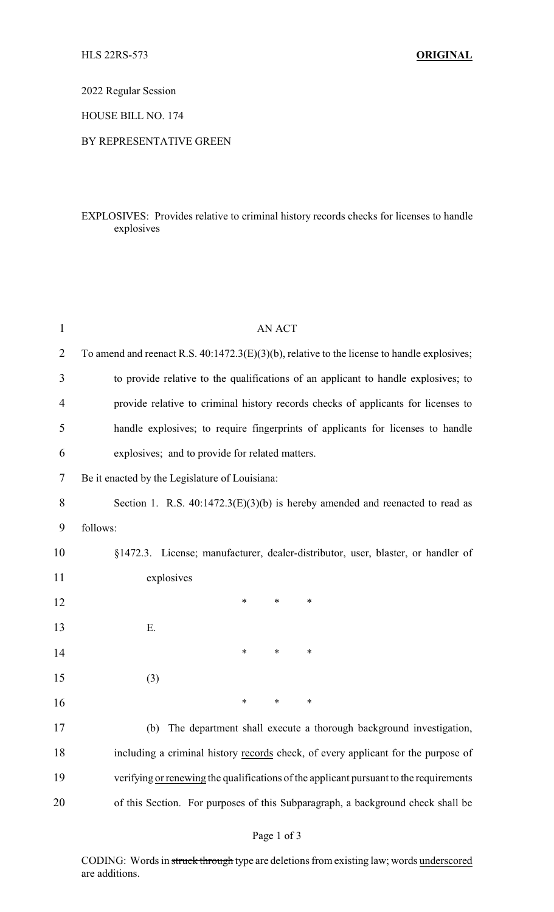2022 Regular Session

HOUSE BILL NO. 174

BY REPRESENTATIVE GREEN

EXPLOSIVES: Provides relative to criminal history records checks for licenses to handle explosives

AN ACT

To amend and reenact R.S. 40:1472.3(E)(3)(b), relative to the license to handle explosives; to provide relative to the qualifications of an applicant to handle explosives; to provide relative to criminal history records checks of applicants for licenses to handle explosives; to require fingerprints of applicants for licenses to handle explosives; and to provide for related matters.

Be it enacted by the Legislature of Louisiana:

Section 1. R.S. 40:1472.3(E)(3)(b) is hereby amended and reenacted to read as follows:

§1472.3. License; manufacturer, dealer-distributor, user, blaster, or handler of explosives

\* \* \*

E.

\* \* \*

(3)

\* \* \*

(b) The department shall execute a thorough background investigation, including a criminal history <u>records</u> check, of every applicant for the purpose of verifying <u>or renewing</u> the qualifications of the applicant pursuant to the requirements of this Section. For purposes of this Subparagraph, a background check shall be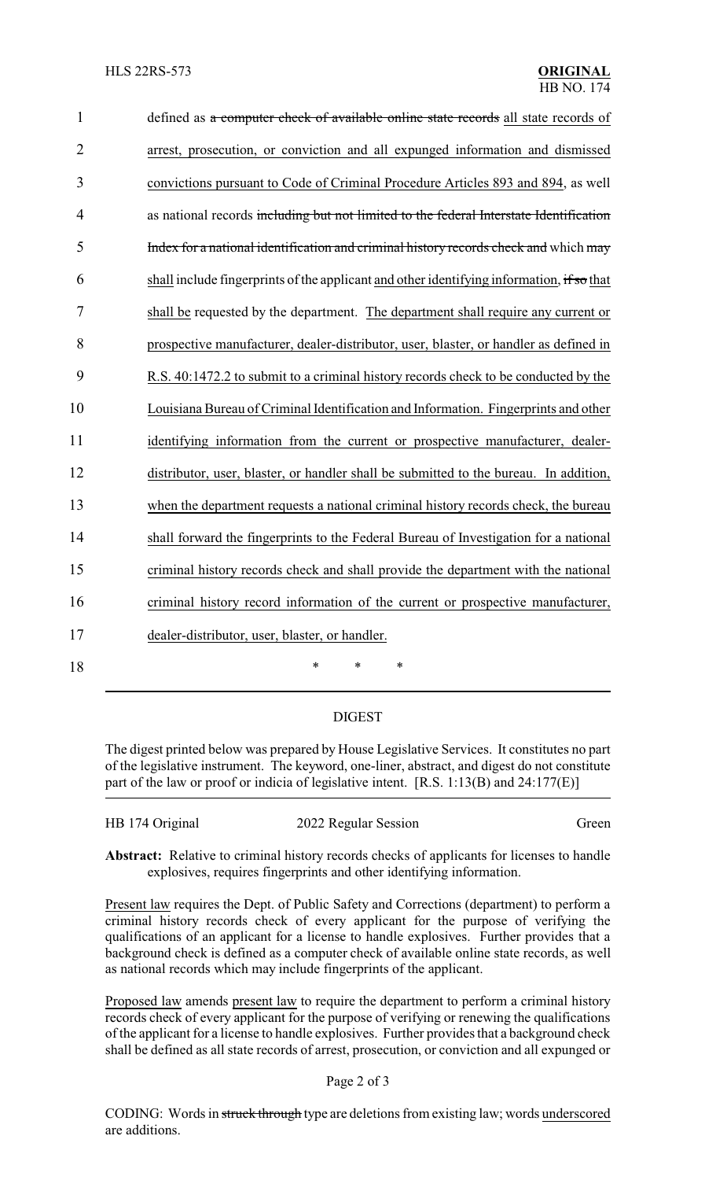defined as ~~a computer check of available online state records~~ all state records of arrest, prosecution, or conviction and all expunged information and dismissed convictions pursuant to Code of Criminal Procedure Articles 893 and 894, as well as national records ~~including but not limited to the federal Interstate Identification Index for a national identification and criminal history records check and~~ which ~~may~~ shall include fingerprints of the applicant and other identifying information, ~~if so~~ that shall be requested by the department. The department shall require any current or prospective manufacturer, dealer-distributor, user, blaster, or handler as defined in R.S. 40:1472.2 to submit to a criminal history records check to be conducted by the Louisiana Bureau of Criminal Identification and Information. Fingerprints and other identifying information from the current or prospective manufacturer, dealer-distributor, user, blaster, or handler shall be submitted to the bureau. In addition, when the department requests a national criminal history records check, the bureau shall forward the fingerprints to the Federal Bureau of Investigation for a national criminal history records check and shall provide the department with the national criminal history record information of the current or prospective manufacturer, dealer-distributor, user, blaster, or handler.

\* \* \*

## DIGEST

The digest printed below was prepared by House Legislative Services. It constitutes no part of the legislative instrument. The keyword, one-liner, abstract, and digest do not constitute part of the law or proof or indicia of legislative intent. [R.S. 1:13(B) and 24:177(E)]

HB 174 Original — 2022 Regular Session — Green

**Abstract:** Relative to criminal history records checks of applicants for licenses to handle explosives, requires fingerprints and other identifying information.

Present law requires the Dept. of Public Safety and Corrections (department) to perform a criminal history records check of every applicant for the purpose of verifying the qualifications of an applicant for a license to handle explosives. Further provides that a background check is defined as a computer check of available online state records, as well as national records which may include fingerprints of the applicant.

Proposed law amends present law to require the department to perform a criminal history records check of every applicant for the purpose of verifying or renewing the qualifications of the applicant for a license to handle explosives. Further provides that a background check shall be defined as all state records of arrest, prosecution, or conviction and all expunged or

CODING: Words in ~~struck through~~ type are deletions from existing law; words underscored are additions.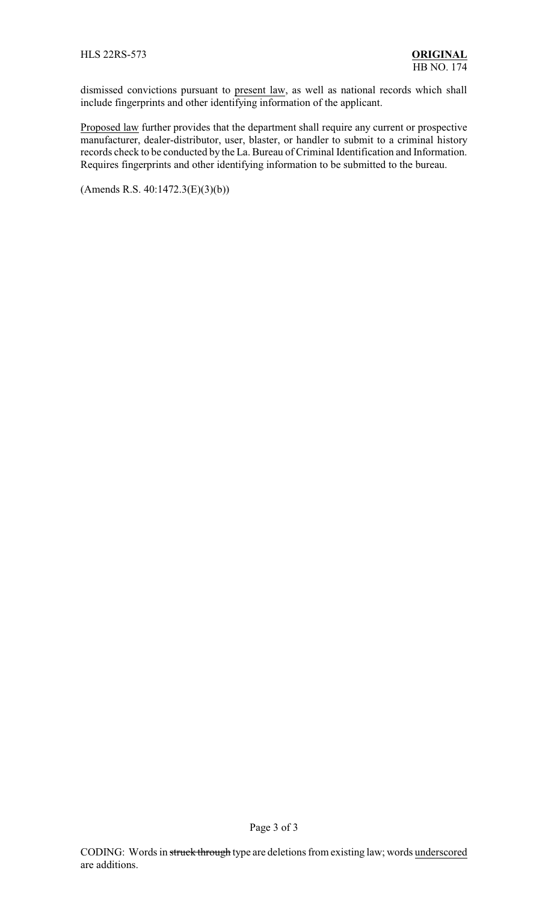dismissed convictions pursuant to present law, as well as national records which shall include fingerprints and other identifying information of the applicant.

Proposed law further provides that the department shall require any current or prospective manufacturer, dealer-distributor, user, blaster, or handler to submit to a criminal history records check to be conducted by the La. Bureau of Criminal Identification and Information. Requires fingerprints and other identifying information to be submitted to the bureau.

(Amends R.S. 40:1472.3(E)(3)(b))

CODING: Words in ~~struck through~~ type are deletions from existing law; words underscored are additions.